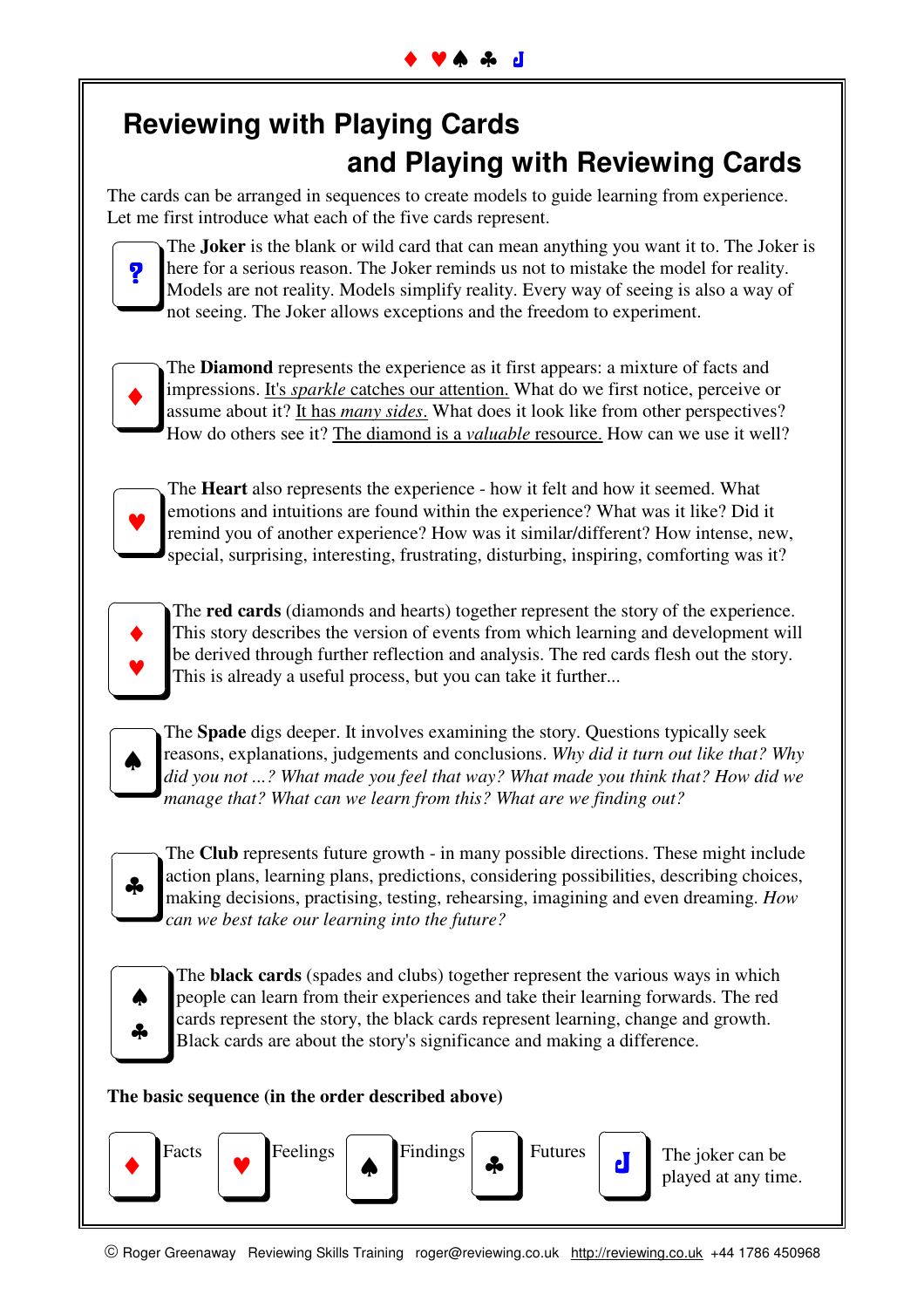♦ ♥ ♠ ♣ 🃏

# Reviewing with Playing Cards and Playing with Reviewing Cards

The cards can be arranged in sequences to create models to guide learning from experience. Let me first introduce what each of the five cards represent.

The **Joker** is the blank or wild card that can mean anything you want it to. The Joker is here for a serious reason. The Joker reminds us not to mistake the model for reality. Models are not reality. Models simplify reality. Every way of seeing is also a way of not seeing. The Joker allows exceptions and the freedom to experiment.

The **Diamond** represents the experience as it first appears: a mixture of facts and impressions. <u>It's *sparkle* catches our attention.</u> What do we first notice, perceive or assume about it? <u>It has *many sides*.</u> What does it look like from other perspectives? How do others see it? <u>The diamond is a *valuable* resource.</u> How can we use it well?

The **Heart** also represents the experience - how it felt and how it seemed. What emotions and intuitions are found within the experience? What was it like? Did it remind you of another experience? How was it similar/different? How intense, new, special, surprising, interesting, frustrating, disturbing, inspiring, comforting was it?

The **red cards** (diamonds and hearts) together represent the story of the experience. This story describes the version of events from which learning and development will be derived through further reflection and analysis. The red cards flesh out the story. This is already a useful process, but you can take it further...

The **Spade** digs deeper. It involves examining the story. Questions typically seek reasons, explanations, judgements and conclusions. *Why did it turn out like that? Why did you not ...? What made you feel that way? What made you think that? How did we manage that? What can we learn from this? What are we finding out?*

The **Club** represents future growth - in many possible directions. These might include action plans, learning plans, predictions, considering possibilities, describing choices, making decisions, practising, testing, rehearsing, imagining and even dreaming. *How can we best take our learning into the future?*

The **black cards** (spades and clubs) together represent the various ways in which people can learn from their experiences and take their learning forwards. The red cards represent the story, the black cards represent learning, change and growth. Black cards are about the story's significance and making a difference.

**The basic sequence (in the order described above)**

♦ Facts ♥ Feelings ♠ Findings ♣ Futures 🃏 The joker can be played at any time.

© Roger Greenaway Reviewing Skills Training roger@reviewing.co.uk http://reviewing.co.uk +44 1786 450968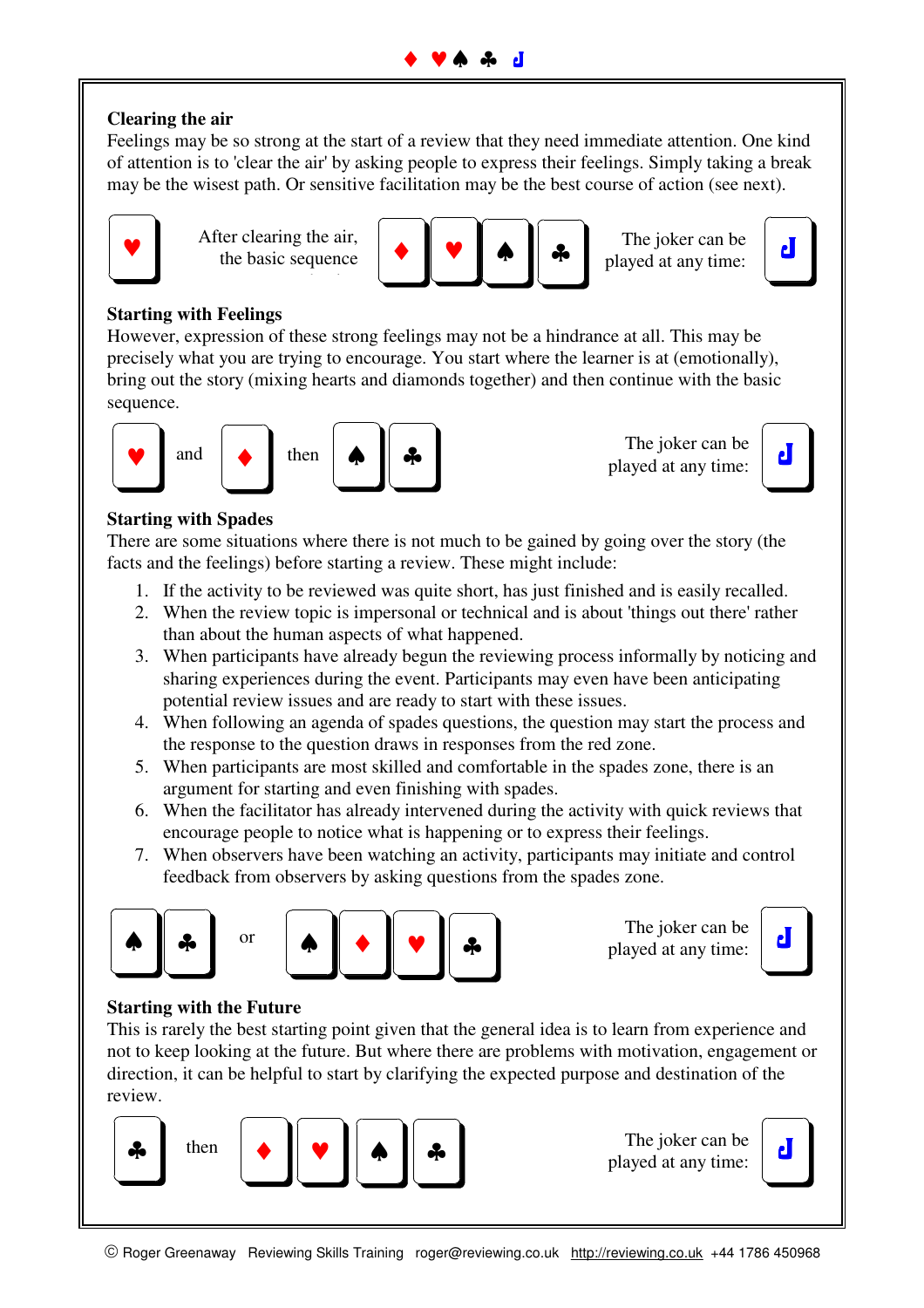♦ ♥♠ ♣ 🃏

**Clearing the air**

Feelings may be so strong at the start of a review that they need immediate attention. One kind of attention is to 'clear the air' by asking people to express their feelings. Simply taking a break may be the wisest path. Or sensitive facilitation may be the best course of action (see next).

♥ After clearing the air, the basic sequence ♦ ♥ ♠ ♣ The joker can be played at any time: 🃏

**Starting with Feelings**

However, expression of these strong feelings may not be a hindrance at all. This may be precisely what you are trying to encourage. You start where the learner is at (emotionally), bring out the story (mixing hearts and diamonds together) and then continue with the basic sequence.

♥ and ♦ then ♠ ♣ The joker can be played at any time: 🃏

**Starting with Spades**

There are some situations where there is not much to be gained by going over the story (the facts and the feelings) before starting a review. These might include:

1. If the activity to be reviewed was quite short, has just finished and is easily recalled.
2. When the review topic is impersonal or technical and is about 'things out there' rather than about the human aspects of what happened.
3. When participants have already begun the reviewing process informally by noticing and sharing experiences during the event. Participants may even have been anticipating potential review issues and are ready to start with these issues.
4. When following an agenda of spades questions, the question may start the process and the response to the question draws in responses from the red zone.
5. When participants are most skilled and comfortable in the spades zone, there is an argument for starting and even finishing with spades.
6. When the facilitator has already intervened during the activity with quick reviews that encourage people to notice what is happening or to express their feelings.
7. When observers have been watching an activity, participants may initiate and control feedback from observers by asking questions from the spades zone.

♠ ♣ or ♠ ♦ ♥ ♣ The joker can be played at any time: 🃏

**Starting with the Future**

This is rarely the best starting point given that the general idea is to learn from experience and not to keep looking at the future. But where there are problems with motivation, engagement or direction, it can be helpful to start by clarifying the expected purpose and destination of the review.

♣ then ♦ ♥ ♠ ♣ The joker can be played at any time: 🃏

© Roger Greenaway Reviewing Skills Training roger@reviewing.co.uk http://reviewing.co.uk +44 1786 450968